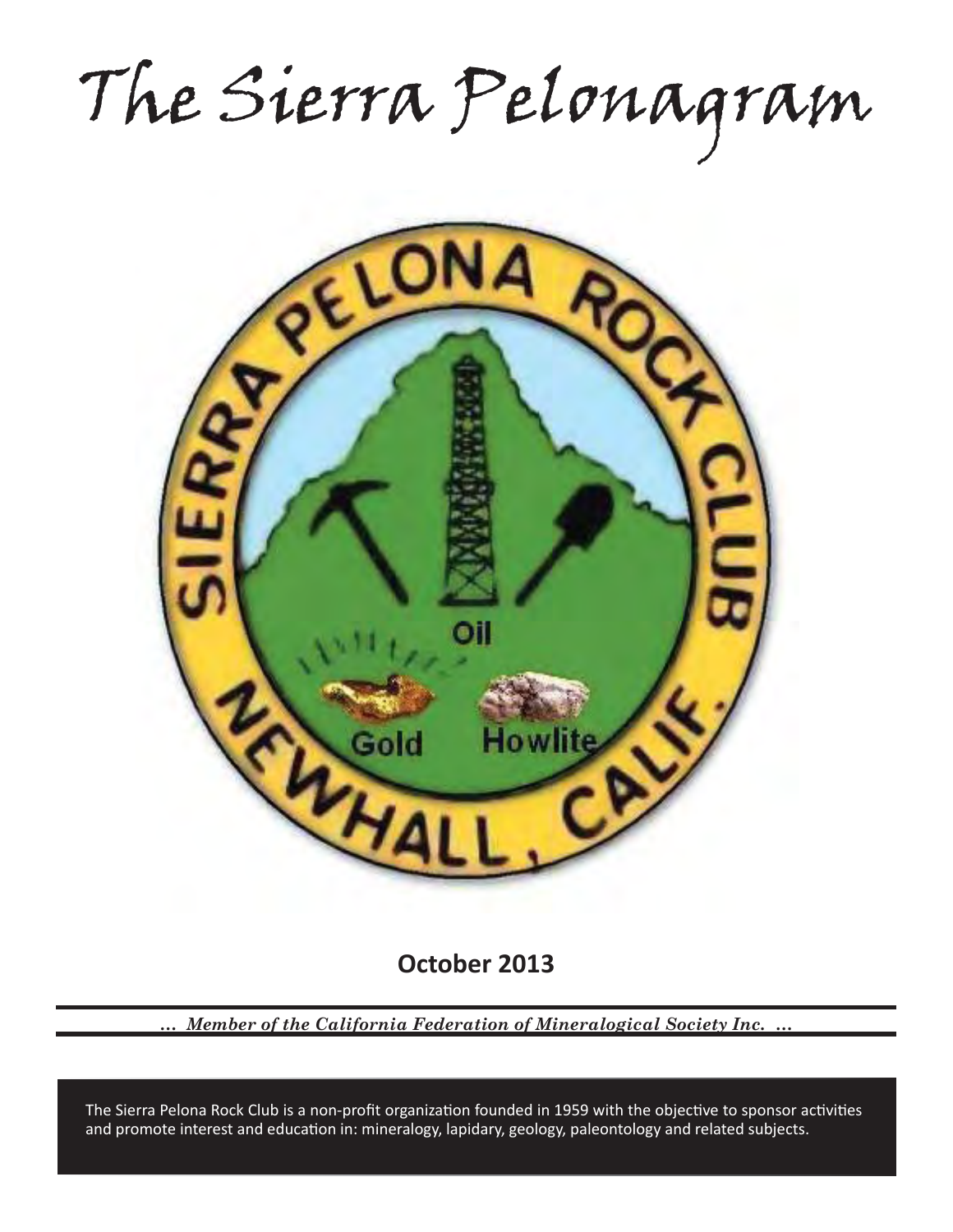# The Sierra Pelonagram

## October 2013

*... Member of the California Federation of Mineralogical Society Inc. ...*

The Sierra Pelona Rock Club is a non-profit organization founded in 1959 with the objective to sponsor activities and promote interest and education in: mineralogy, lapidary, geology, paleontology and related subjects.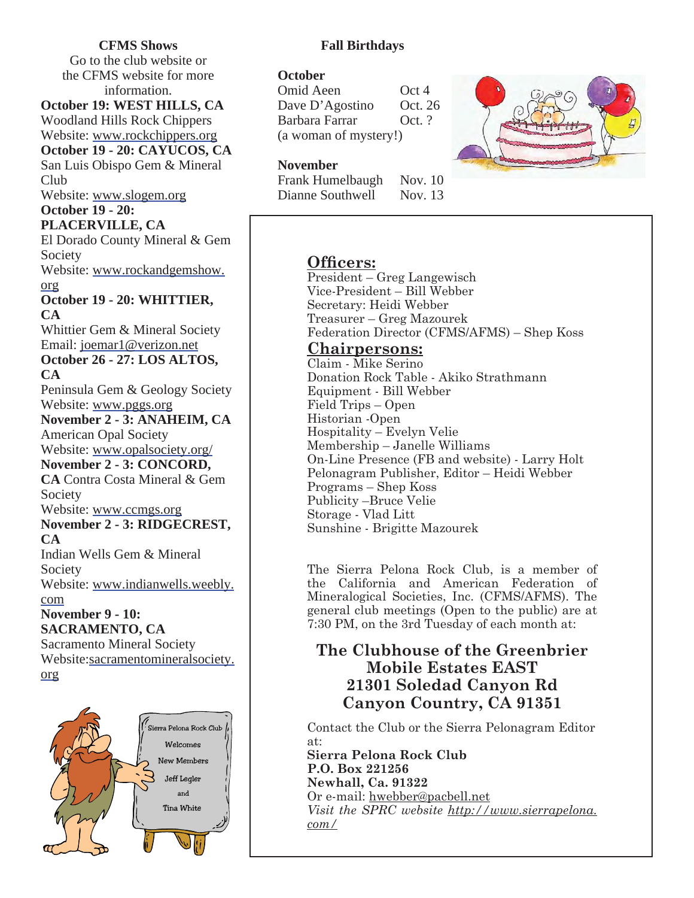## CFMS Shows

Go to the club website or the CFMS website for more information.

**October 19: WEST HILLS, CA**
Woodland Hills Rock Chippers
Website: www.rockchippers.org

**October 19 - 20: CAYUCOS, CA**
San Luis Obispo Gem & Mineral Club
Website: www.slogem.org

**October 19 - 20: PLACERVILLE, CA**
El Dorado County Mineral & Gem Society
Website: www.rockandgemshow.org

**October 19 - 20: WHITTIER, CA**
Whittier Gem & Mineral Society
Email: joemar1@verizon.net

**October 26 - 27: LOS ALTOS, CA**
Peninsula Gem & Geology Society
Website: www.pggs.org

**November 2 - 3: ANAHEIM, CA**
American Opal Society
Website: www.opalsociety.org/

**November 2 - 3: CONCORD, CA** Contra Costa Mineral & Gem Society
Website: www.ccmgs.org

**November 2 - 3: RIDGECREST, CA**
Indian Wells Gem & Mineral Society
Website: www.indianwells.weebly.com

**November 9 - 10: SACRAMENTO, CA**
Sacramento Mineral Society
Website: sacramentomineralsociety.org

Sierra Pelona Rock Club Welcomes New Members Jeff Legler and Tina White

## Fall Birthdays

**October**

| | |
|---|---|
| Omid Aeen | Oct 4 |
| Dave D'Agostino | Oct. 26 |
| Barbara Farrar | Oct. ? |

(a woman of mystery!)

**November**

| | |
|---|---|
| Frank Humelbaugh | Nov. 10 |
| Dianne Southwell | Nov. 13 |

## Officers:

President – Greg Langewisch
Vice-President – Bill Webber
Secretary: Heidi Webber
Treasurer – Greg Mazourek
Federation Director (CFMS/AFMS) – Shep Koss

## Chairpersons:

Claim - Mike Serino
Donation Rock Table - Akiko Strathmann
Equipment - Bill Webber
Field Trips – Open
Historian -Open
Hospitality – Evelyn Velie
Membership – Janelle Williams
On-Line Presence (FB and website) - Larry Holt
Pelonagram Publisher, Editor – Heidi Webber
Programs – Shep Koss
Publicity –Bruce Velie
Storage - Vlad Litt
Sunshine - Brigitte Mazourek

The Sierra Pelona Rock Club, is a member of the California and American Federation of Mineralogical Societies, Inc. (CFMS/AFMS). The general club meetings (Open to the public) are at 7:30 PM, on the 3rd Tuesday of each month at:

**The Clubhouse of the Greenbrier Mobile Estates EAST**
**21301 Soledad Canyon Rd**
**Canyon Country, CA 91351**

Contact the Club or the Sierra Pelonagram Editor at:
**Sierra Pelona Rock Club**
**P.O. Box 221256**
**Newhall, Ca. 91322**
Or e-mail: hwebber@pacbell.net
*Visit the SPRC website http://www.sierrapelona.com/*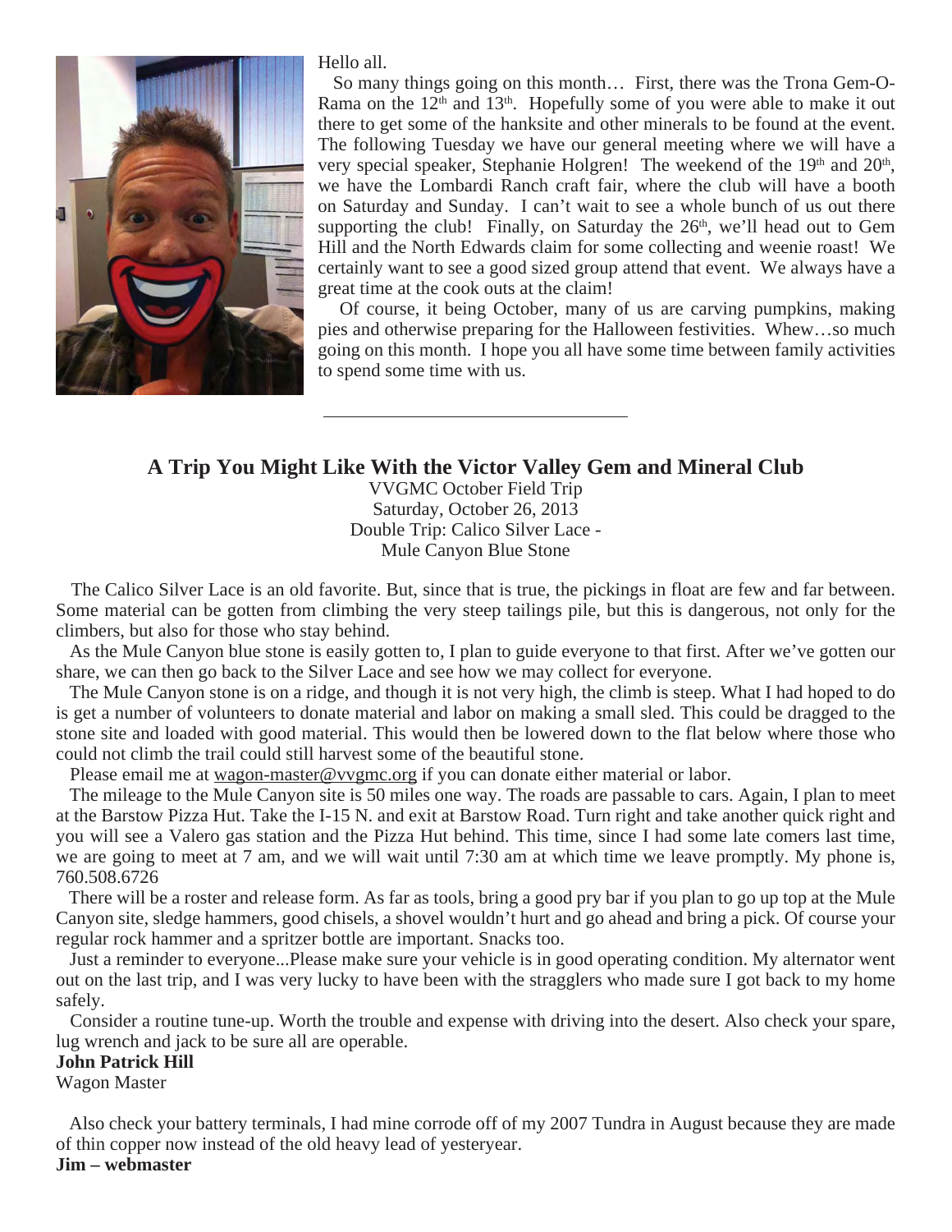Hello all.

So many things going on this month… First, there was the Trona Gem-O-Rama on the 12th and 13th. Hopefully some of you were able to make it out there to get some of the hanksite and other minerals to be found at the event. The following Tuesday we have our general meeting where we will have a very special speaker, Stephanie Holgren! The weekend of the 19th and 20th, we have the Lombardi Ranch craft fair, where the club will have a booth on Saturday and Sunday. I can't wait to see a whole bunch of us out there supporting the club! Finally, on Saturday the 26th, we'll head out to Gem Hill and the North Edwards claim for some collecting and weenie roast! We certainly want to see a good sized group attend that event. We always have a great time at the cook outs at the claim!

Of course, it being October, many of us are carving pumpkins, making pies and otherwise preparing for the Halloween festivities. Whew…so much going on this month. I hope you all have some time between family activities to spend some time with us.

---

## A Trip You Might Like With the Victor Valley Gem and Mineral Club

VVGMC October Field Trip
Saturday, October 26, 2013
Double Trip: Calico Silver Lace -
Mule Canyon Blue Stone

The Calico Silver Lace is an old favorite. But, since that is true, the pickings in float are few and far between. Some material can be gotten from climbing the very steep tailings pile, but this is dangerous, not only for the climbers, but also for those who stay behind.

As the Mule Canyon blue stone is easily gotten to, I plan to guide everyone to that first. After we've gotten our share, we can then go back to the Silver Lace and see how we may collect for everyone.

The Mule Canyon stone is on a ridge, and though it is not very high, the climb is steep. What I had hoped to do is get a number of volunteers to donate material and labor on making a small sled. This could be dragged to the stone site and loaded with good material. This would then be lowered down to the flat below where those who could not climb the trail could still harvest some of the beautiful stone.

Please email me at wagon-master@vvgmc.org if you can donate either material or labor.

The mileage to the Mule Canyon site is 50 miles one way. The roads are passable to cars. Again, I plan to meet at the Barstow Pizza Hut. Take the I-15 N. and exit at Barstow Road. Turn right and take another quick right and you will see a Valero gas station and the Pizza Hut behind. This time, since I had some late comers last time, we are going to meet at 7 am, and we will wait until 7:30 am at which time we leave promptly. My phone is, 760.508.6726

There will be a roster and release form. As far as tools, bring a good pry bar if you plan to go up top at the Mule Canyon site, sledge hammers, good chisels, a shovel wouldn't hurt and go ahead and bring a pick. Of course your regular rock hammer and a spritzer bottle are important. Snacks too.

Just a reminder to everyone...Please make sure your vehicle is in good operating condition. My alternator went out on the last trip, and I was very lucky to have been with the stragglers who made sure I got back to my home safely.

Consider a routine tune-up. Worth the trouble and expense with driving into the desert. Also check your spare, lug wrench and jack to be sure all are operable.

**John Patrick Hill**
Wagon Master

Also check your battery terminals, I had mine corrode off of my 2007 Tundra in August because they are made of thin copper now instead of the old heavy lead of yesteryear.

**Jim – webmaster**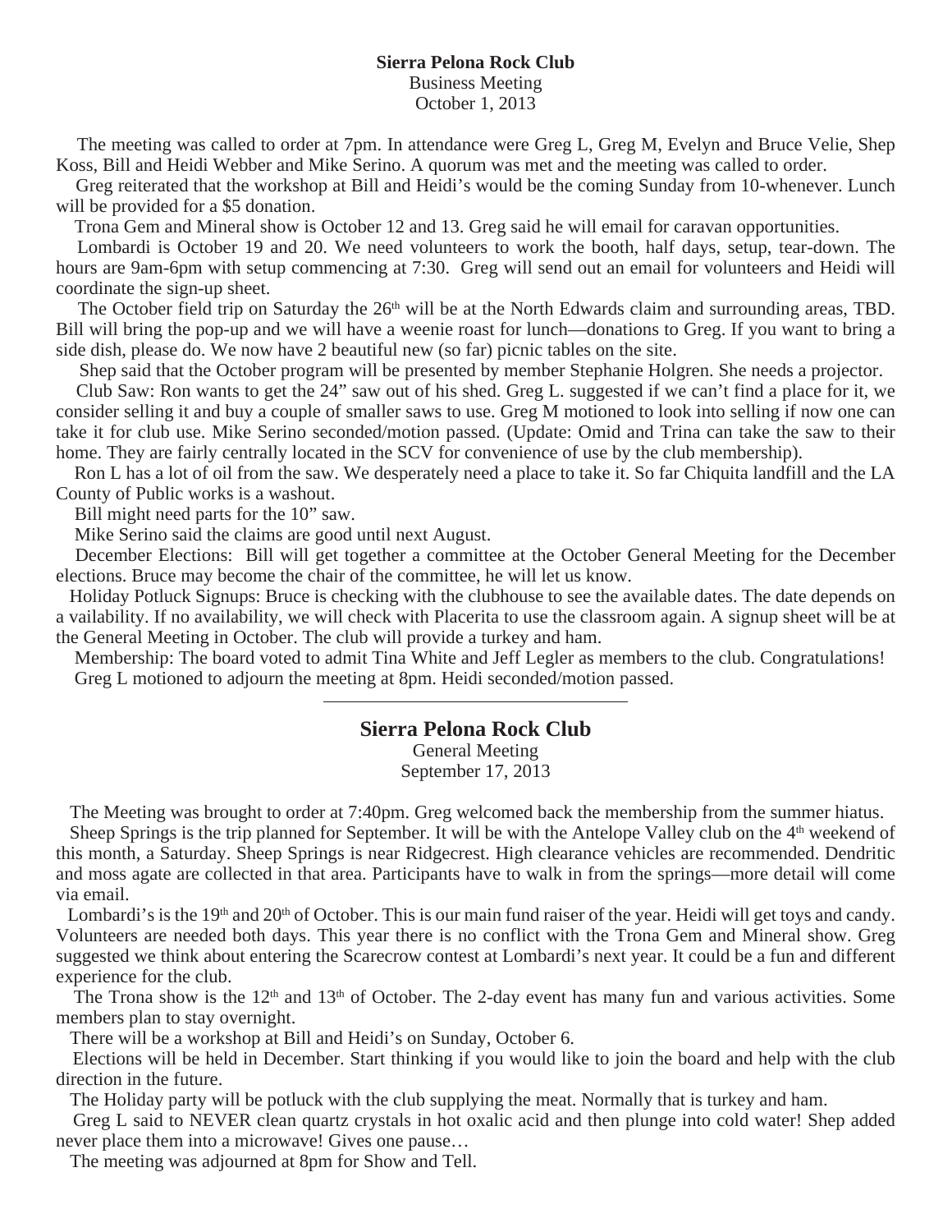**Sierra Pelona Rock Club**

Business Meeting

October 1, 2013

The meeting was called to order at 7pm. In attendance were Greg L, Greg M, Evelyn and Bruce Velie, Shep Koss, Bill and Heidi Webber and Mike Serino. A quorum was met and the meeting was called to order.

Greg reiterated that the workshop at Bill and Heidi's would be the coming Sunday from 10-whenever. Lunch will be provided for a $5 donation.

Trona Gem and Mineral show is October 12 and 13. Greg said he will email for caravan opportunities.

Lombardi is October 19 and 20. We need volunteers to work the booth, half days, setup, tear-down. The hours are 9am-6pm with setup commencing at 7:30. Greg will send out an email for volunteers and Heidi will coordinate the sign-up sheet.

The October field trip on Saturday the 26th will be at the North Edwards claim and surrounding areas, TBD. Bill will bring the pop-up and we will have a weenie roast for lunch—donations to Greg. If you want to bring a side dish, please do. We now have 2 beautiful new (so far) picnic tables on the site.

Shep said that the October program will be presented by member Stephanie Holgren. She needs a projector.

Club Saw: Ron wants to get the 24" saw out of his shed. Greg L. suggested if we can't find a place for it, we consider selling it and buy a couple of smaller saws to use. Greg M motioned to look into selling if now one can take it for club use. Mike Serino seconded/motion passed. (Update: Omid and Trina can take the saw to their home. They are fairly centrally located in the SCV for convenience of use by the club membership).

Ron L has a lot of oil from the saw. We desperately need a place to take it. So far Chiquita landfill and the LA County of Public works is a washout.

Bill might need parts for the 10" saw.

Mike Serino said the claims are good until next August.

December Elections: Bill will get together a committee at the October General Meeting for the December elections. Bruce may become the chair of the committee, he will let us know.

Holiday Potluck Signups: Bruce is checking with the clubhouse to see the available dates. The date depends on a vailability. If no availability, we will check with Placerita to use the classroom again. A signup sheet will be at the General Meeting in October. The club will provide a turkey and ham.

Membership: The board voted to admit Tina White and Jeff Legler as members to the club. Congratulations!

Greg L motioned to adjourn the meeting at 8pm. Heidi seconded/motion passed.

---

## Sierra Pelona Rock Club

General Meeting

September 17, 2013

The Meeting was brought to order at 7:40pm. Greg welcomed back the membership from the summer hiatus.

Sheep Springs is the trip planned for September. It will be with the Antelope Valley club on the 4th weekend of this month, a Saturday. Sheep Springs is near Ridgecrest. High clearance vehicles are recommended. Dendritic and moss agate are collected in that area. Participants have to walk in from the springs—more detail will come via email.

Lombardi's is the 19th and 20th of October. This is our main fund raiser of the year. Heidi will get toys and candy. Volunteers are needed both days. This year there is no conflict with the Trona Gem and Mineral show. Greg suggested we think about entering the Scarecrow contest at Lombardi's next year. It could be a fun and different experience for the club.

The Trona show is the 12th and 13th of October. The 2-day event has many fun and various activities. Some members plan to stay overnight.

There will be a workshop at Bill and Heidi's on Sunday, October 6.

Elections will be held in December. Start thinking if you would like to join the board and help with the club direction in the future.

The Holiday party will be potluck with the club supplying the meat. Normally that is turkey and ham.

Greg L said to NEVER clean quartz crystals in hot oxalic acid and then plunge into cold water! Shep added never place them into a microwave! Gives one pause…

The meeting was adjourned at 8pm for Show and Tell.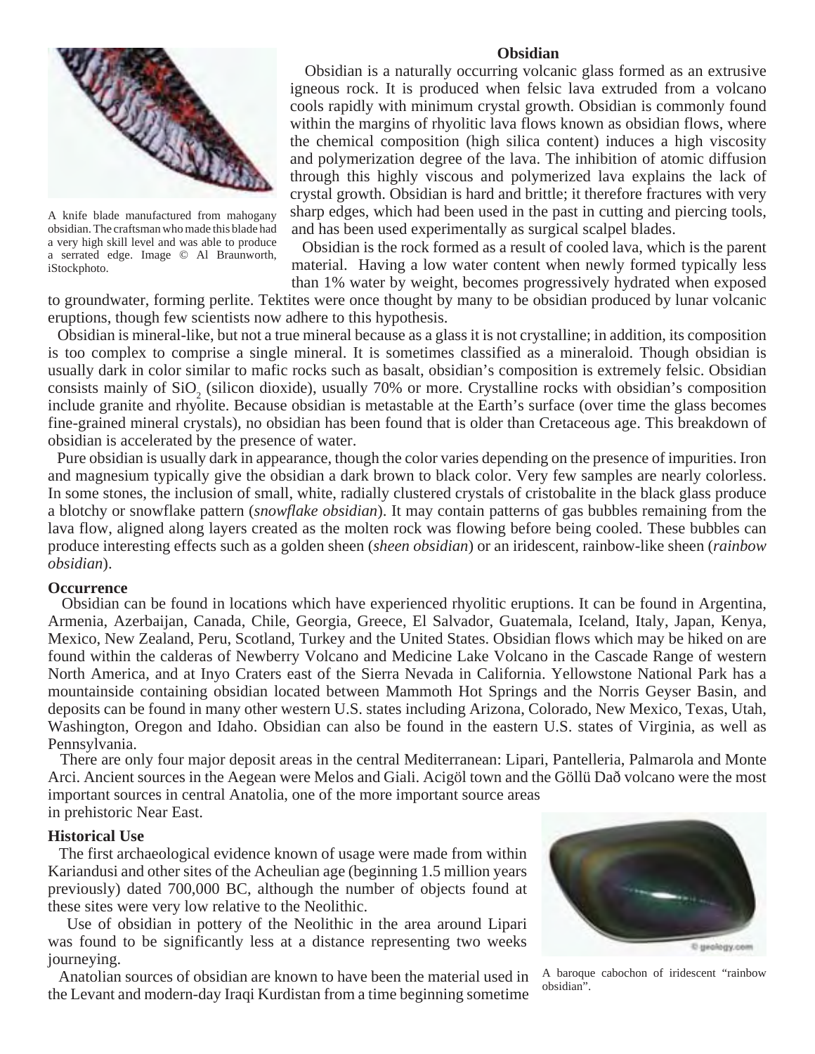A knife blade manufactured from mahogany obsidian. The craftsman who made this blade had a very high skill level and was able to produce a serrated edge. Image © Al Braunworth, iStockphoto.

## Obsidian

Obsidian is a naturally occurring volcanic glass formed as an extrusive igneous rock. It is produced when felsic lava extruded from a volcano cools rapidly with minimum crystal growth. Obsidian is commonly found within the margins of rhyolitic lava flows known as obsidian flows, where the chemical composition (high silica content) induces a high viscosity and polymerization degree of the lava. The inhibition of atomic diffusion through this highly viscous and polymerized lava explains the lack of crystal growth. Obsidian is hard and brittle; it therefore fractures with very sharp edges, which had been used in the past in cutting and piercing tools, and has been used experimentally as surgical scalpel blades.

Obsidian is the rock formed as a result of cooled lava, which is the parent material. Having a low water content when newly formed typically less than 1% water by weight, becomes progressively hydrated when exposed to groundwater, forming perlite. Tektites were once thought by many to be obsidian produced by lunar volcanic eruptions, though few scientists now adhere to this hypothesis.

Obsidian is mineral-like, but not a true mineral because as a glass it is not crystalline; in addition, its composition is too complex to comprise a single mineral. It is sometimes classified as a mineraloid. Though obsidian is usually dark in color similar to mafic rocks such as basalt, obsidian's composition is extremely felsic. Obsidian consists mainly of $SiO_2$ (silicon dioxide), usually 70% or more. Crystalline rocks with obsidian's composition include granite and rhyolite. Because obsidian is metastable at the Earth's surface (over time the glass becomes fine-grained mineral crystals), no obsidian has been found that is older than Cretaceous age. This breakdown of obsidian is accelerated by the presence of water.

Pure obsidian is usually dark in appearance, though the color varies depending on the presence of impurities. Iron and magnesium typically give the obsidian a dark brown to black color. Very few samples are nearly colorless. In some stones, the inclusion of small, white, radially clustered crystals of cristobalite in the black glass produce a blotchy or snowflake pattern (*snowflake obsidian*). It may contain patterns of gas bubbles remaining from the lava flow, aligned along layers created as the molten rock was flowing before being cooled. These bubbles can produce interesting effects such as a golden sheen (*sheen obsidian*) or an iridescent, rainbow-like sheen (*rainbow obsidian*).

### Occurrence

Obsidian can be found in locations which have experienced rhyolitic eruptions. It can be found in Argentina, Armenia, Azerbaijan, Canada, Chile, Georgia, Greece, El Salvador, Guatemala, Iceland, Italy, Japan, Kenya, Mexico, New Zealand, Peru, Scotland, Turkey and the United States. Obsidian flows which may be hiked on are found within the calderas of Newberry Volcano and Medicine Lake Volcano in the Cascade Range of western North America, and at Inyo Craters east of the Sierra Nevada in California. Yellowstone National Park has a mountainside containing obsidian located between Mammoth Hot Springs and the Norris Geyser Basin, and deposits can be found in many other western U.S. states including Arizona, Colorado, New Mexico, Texas, Utah, Washington, Oregon and Idaho. Obsidian can also be found in the eastern U.S. states of Virginia, as well as Pennsylvania.

There are only four major deposit areas in the central Mediterranean: Lipari, Pantelleria, Palmarola and Monte Arci. Ancient sources in the Aegean were Melos and Giali. Acigöl town and the Göllü Dað volcano were the most important sources in central Anatolia, one of the more important source areas in prehistoric Near East.

### Historical Use

The first archaeological evidence known of usage were made from within Kariandusi and other sites of the Acheulian age (beginning 1.5 million years previously) dated 700,000 BC, although the number of objects found at these sites were very low relative to the Neolithic.

Use of obsidian in pottery of the Neolithic in the area around Lipari was found to be significantly less at a distance representing two weeks journeying.

Anatolian sources of obsidian are known to have been the material used in the Levant and modern-day Iraqi Kurdistan from a time beginning sometime

A baroque cabochon of iridescent "rainbow obsidian".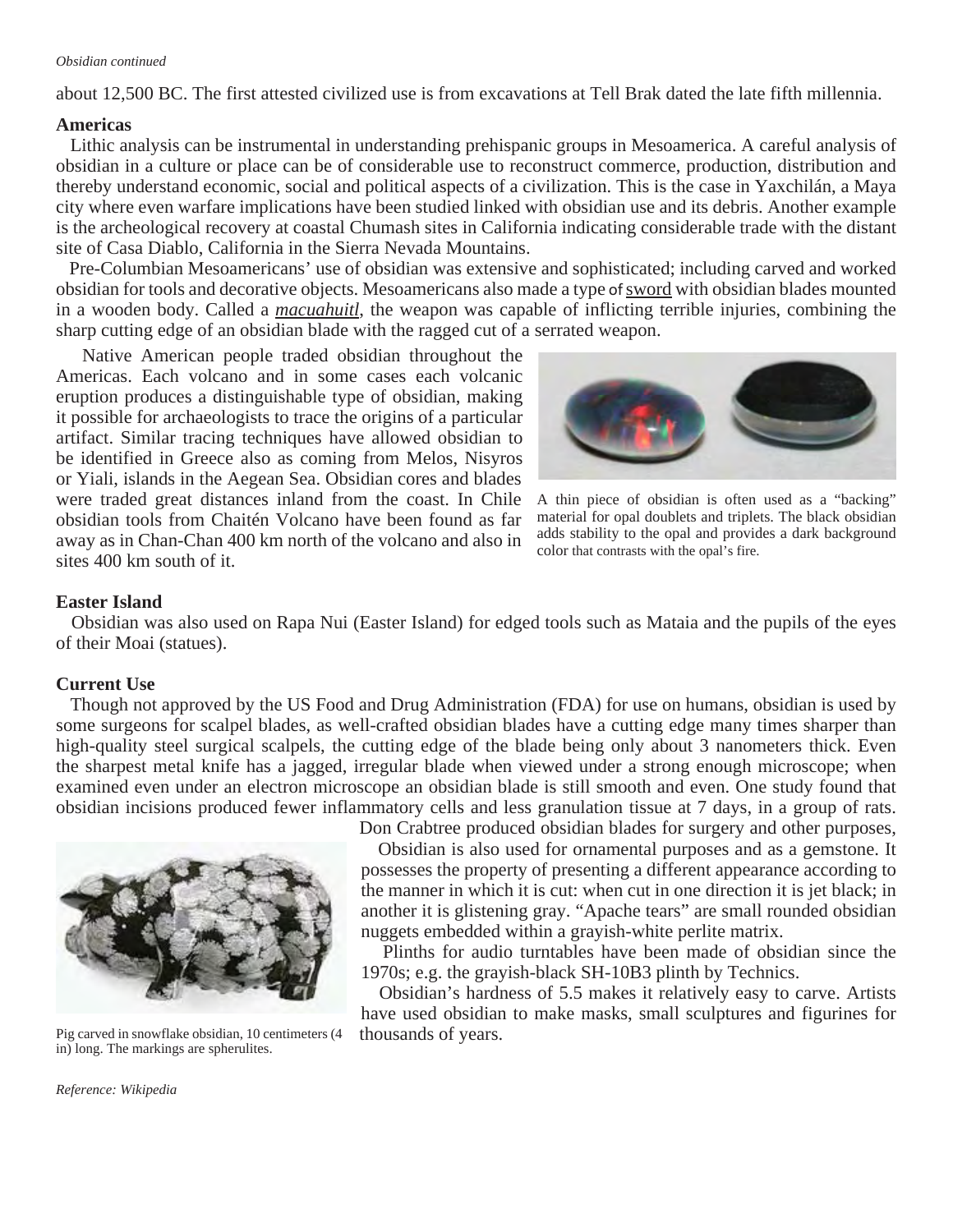*Obsidian continued*

about 12,500 BC. The first attested civilized use is from excavations at Tell Brak dated the late fifth millennia.

**Americas**

Lithic analysis can be instrumental in understanding prehispanic groups in Mesoamerica. A careful analysis of obsidian in a culture or place can be of considerable use to reconstruct commerce, production, distribution and thereby understand economic, social and political aspects of a civilization. This is the case in Yaxchilán, a Maya city where even warfare implications have been studied linked with obsidian use and its debris. Another example is the archeological recovery at coastal Chumash sites in California indicating considerable trade with the distant site of Casa Diablo, California in the Sierra Nevada Mountains.

Pre-Columbian Mesoamericans' use of obsidian was extensive and sophisticated; including carved and worked obsidian for tools and decorative objects. Mesoamericans also made a type of sword with obsidian blades mounted in a wooden body. Called a *macuahuitl*, the weapon was capable of inflicting terrible injuries, combining the sharp cutting edge of an obsidian blade with the ragged cut of a serrated weapon.

Native American people traded obsidian throughout the Americas. Each volcano and in some cases each volcanic eruption produces a distinguishable type of obsidian, making it possible for archaeologists to trace the origins of a particular artifact. Similar tracing techniques have allowed obsidian to be identified in Greece also as coming from Melos, Nisyros or Yiali, islands in the Aegean Sea. Obsidian cores and blades were traded great distances inland from the coast. In Chile obsidian tools from Chaitén Volcano have been found as far away as in Chan-Chan 400 km north of the volcano and also in sites 400 km south of it.

A thin piece of obsidian is often used as a "backing" material for opal doublets and triplets. The black obsidian adds stability to the opal and provides a dark background color that contrasts with the opal's fire.

**Easter Island**

Obsidian was also used on Rapa Nui (Easter Island) for edged tools such as Mataia and the pupils of the eyes of their Moai (statues).

**Current Use**

Though not approved by the US Food and Drug Administration (FDA) for use on humans, obsidian is used by some surgeons for scalpel blades, as well-crafted obsidian blades have a cutting edge many times sharper than high-quality steel surgical scalpels, the cutting edge of the blade being only about 3 nanometers thick. Even the sharpest metal knife has a jagged, irregular blade when viewed under a strong enough microscope; when examined even under an electron microscope an obsidian blade is still smooth and even. One study found that obsidian incisions produced fewer inflammatory cells and less granulation tissue at 7 days, in a group of rats. Don Crabtree produced obsidian blades for surgery and other purposes,

Obsidian is also used for ornamental purposes and as a gemstone. It possesses the property of presenting a different appearance according to the manner in which it is cut: when cut in one direction it is jet black; in another it is glistening gray. "Apache tears" are small rounded obsidian nuggets embedded within a grayish-white perlite matrix.

Plinths for audio turntables have been made of obsidian since the 1970s; e.g. the grayish-black SH-10B3 plinth by Technics.

Obsidian's hardness of 5.5 makes it relatively easy to carve. Artists have used obsidian to make masks, small sculptures and figurines for thousands of years.

Pig carved in snowflake obsidian, 10 centimeters (4 in) long. The markings are spherulites.

*Reference: Wikipedia*